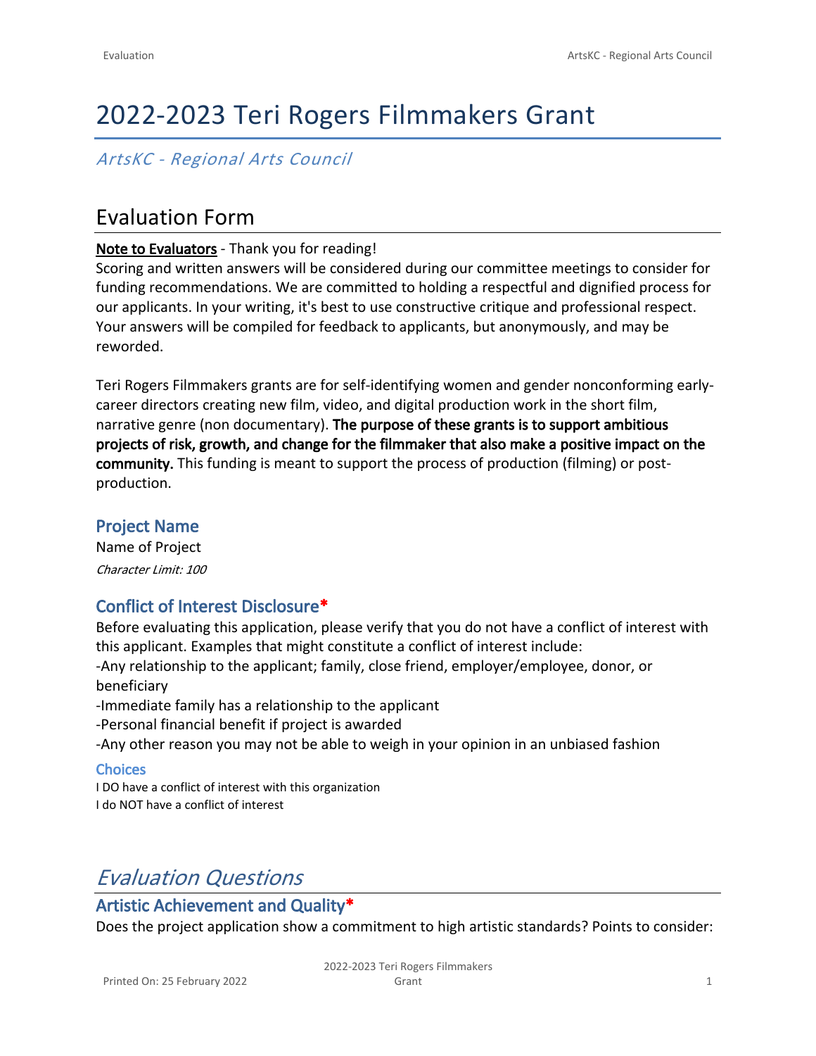# 2022-2023 Teri Rogers Filmmakers Grant

*ArtsKC - Regional Arts Council*

## Evaluation Form

Note to Evaluators - Thank you for reading!
Scoring and written answers will be considered during our committee meetings to consider for funding recommendations. We are committed to holding a respectful and dignified process for our applicants. In your writing, it's best to use constructive critique and professional respect. Your answers will be compiled for feedback to applicants, but anonymously, and may be reworded.

Teri Rogers Filmmakers grants are for self-identifying women and gender nonconforming early-career directors creating new film, video, and digital production work in the short film, narrative genre (non documentary). **The purpose of these grants is to support ambitious projects of risk, growth, and change for the filmmaker that also make a positive impact on the community.** This funding is meant to support the process of production (filming) or post-production.

### Project Name

Name of Project

*Character Limit: 100*

### Conflict of Interest Disclosure*

Before evaluating this application, please verify that you do not have a conflict of interest with this applicant. Examples that might constitute a conflict of interest include:
-Any relationship to the applicant; family, close friend, employer/employee, donor, or beneficiary
-Immediate family has a relationship to the applicant
-Personal financial benefit if project is awarded
-Any other reason you may not be able to weigh in your opinion in an unbiased fashion

#### Choices

I DO have a conflict of interest with this organization
I do NOT have a conflict of interest

## *Evaluation Questions*

### Artistic Achievement and Quality*

Does the project application show a commitment to high artistic standards? Points to consider: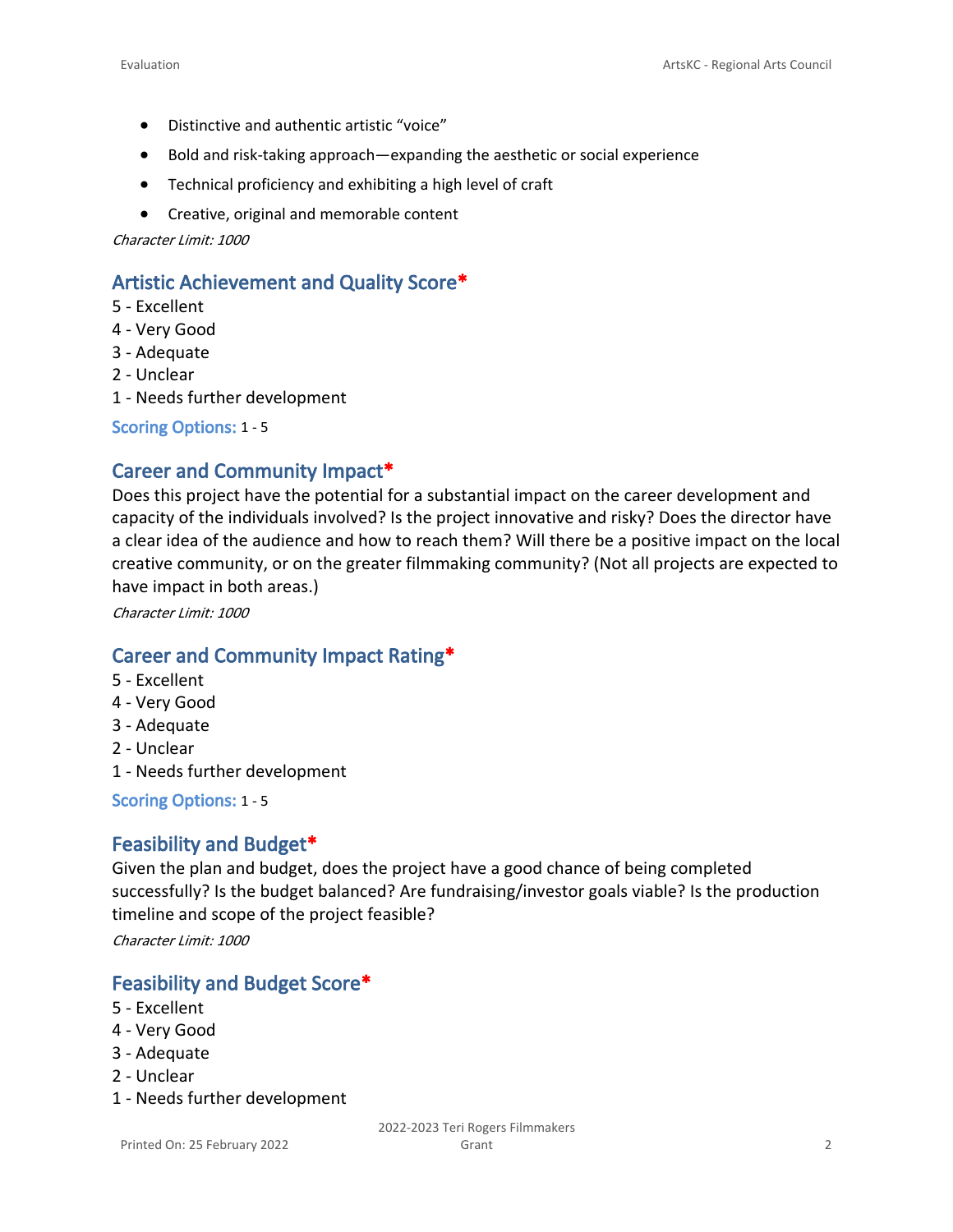- Distinctive and authentic artistic "voice"
- Bold and risk-taking approach—expanding the aesthetic or social experience
- Technical proficiency and exhibiting a high level of craft
- Creative, original and memorable content

*Character Limit: 1000*

## Artistic Achievement and Quality Score*

5 - Excellent
4 - Very Good
3 - Adequate
2 - Unclear
1 - Needs further development

**Scoring Options:** 1 - 5

## Career and Community Impact*

Does this project have the potential for a substantial impact on the career development and capacity of the individuals involved? Is the project innovative and risky? Does the director have a clear idea of the audience and how to reach them? Will there be a positive impact on the local creative community, or on the greater filmmaking community? (Not all projects are expected to have impact in both areas.)

*Character Limit: 1000*

## Career and Community Impact Rating*

5 - Excellent
4 - Very Good
3 - Adequate
2 - Unclear
1 - Needs further development

**Scoring Options:** 1 - 5

## Feasibility and Budget*

Given the plan and budget, does the project have a good chance of being completed successfully? Is the budget balanced? Are fundraising/investor goals viable? Is the production timeline and scope of the project feasible?

*Character Limit: 1000*

## Feasibility and Budget Score*

5 - Excellent
4 - Very Good
3 - Adequate
2 - Unclear
1 - Needs further development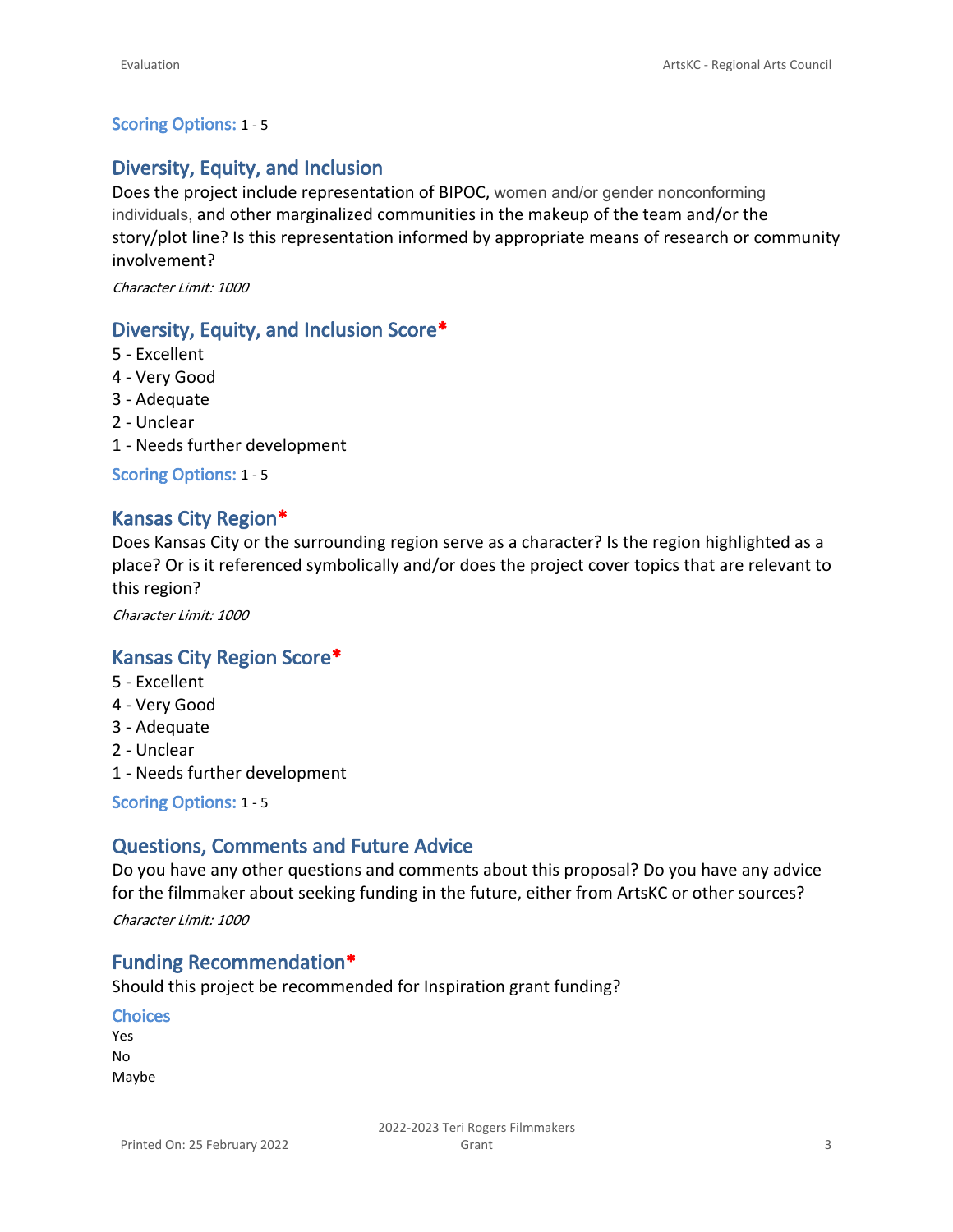**Scoring Options:** 1 - 5

## Diversity, Equity, and Inclusion

Does the project include representation of BIPOC, women and/or gender nonconforming individuals, and other marginalized communities in the makeup of the team and/or the story/plot line? Is this representation informed by appropriate means of research or community involvement?

*Character Limit: 1000*

## Diversity, Equity, and Inclusion Score*

5 - Excellent
4 - Very Good
3 - Adequate
2 - Unclear
1 - Needs further development

**Scoring Options:** 1 - 5

## Kansas City Region*

Does Kansas City or the surrounding region serve as a character? Is the region highlighted as a place? Or is it referenced symbolically and/or does the project cover topics that are relevant to this region?

*Character Limit: 1000*

## Kansas City Region Score*

5 - Excellent
4 - Very Good
3 - Adequate
2 - Unclear
1 - Needs further development

**Scoring Options:** 1 - 5

## Questions, Comments and Future Advice

Do you have any other questions and comments about this proposal? Do you have any advice for the filmmaker about seeking funding in the future, either from ArtsKC or other sources?

*Character Limit: 1000*

## Funding Recommendation*

Should this project be recommended for Inspiration grant funding?

**Choices**

Yes
No
Maybe